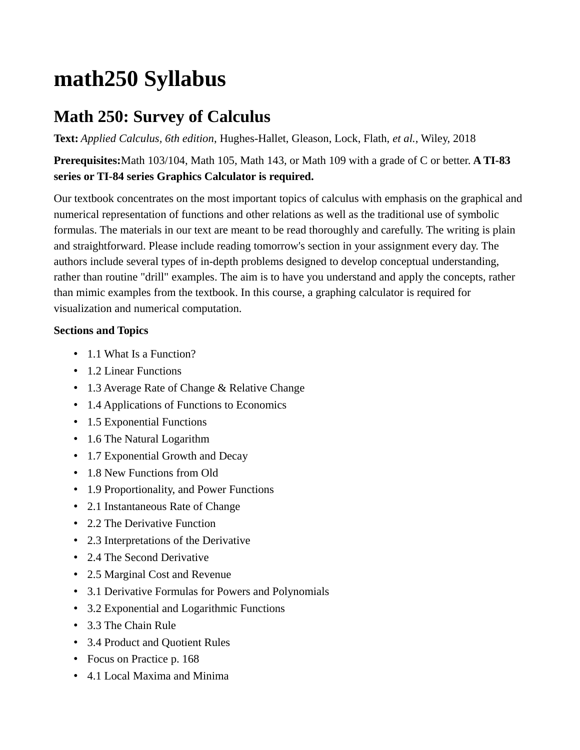# math250 Syllabus

## Math 250: Survey of Calculus

**Text:** *Applied Calculus, 6th edition*, Hughes-Hallet, Gleason, Lock, Flath, *et al.*, Wiley, 2018

**Prerequisites:**Math 103/104, Math 105, Math 143, or Math 109 with a grade of C or better. **A TI-83 series or TI-84 series Graphics Calculator is required.**

Our textbook concentrates on the most important topics of calculus with emphasis on the graphical and numerical representation of functions and other relations as well as the traditional use of symbolic formulas. The materials in our text are meant to be read thoroughly and carefully. The writing is plain and straightforward. Please include reading tomorrow's section in your assignment every day. The authors include several types of in-depth problems designed to develop conceptual understanding, rather than routine "drill" examples. The aim is to have you understand and apply the concepts, rather than mimic examples from the textbook. In this course, a graphing calculator is required for visualization and numerical computation.

**Sections and Topics**

- 1.1 What Is a Function?
- 1.2 Linear Functions
- 1.3 Average Rate of Change & Relative Change
- 1.4 Applications of Functions to Economics
- 1.5 Exponential Functions
- 1.6 The Natural Logarithm
- 1.7 Exponential Growth and Decay
- 1.8 New Functions from Old
- 1.9 Proportionality, and Power Functions
- 2.1 Instantaneous Rate of Change
- 2.2 The Derivative Function
- 2.3 Interpretations of the Derivative
- 2.4 The Second Derivative
- 2.5 Marginal Cost and Revenue
- 3.1 Derivative Formulas for Powers and Polynomials
- 3.2 Exponential and Logarithmic Functions
- 3.3 The Chain Rule
- 3.4 Product and Quotient Rules
- Focus on Practice p. 168
- 4.1 Local Maxima and Minima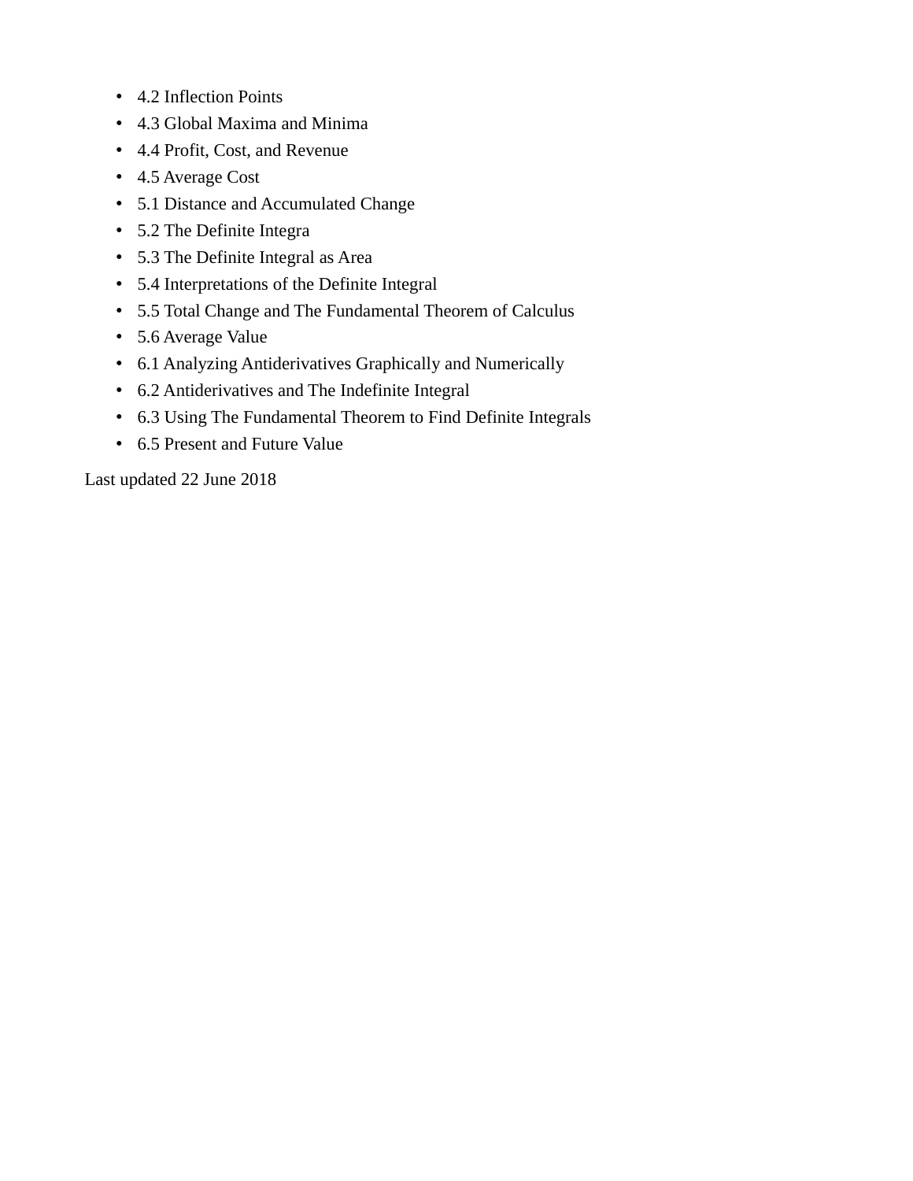- 4.2 Inflection Points
- 4.3 Global Maxima and Minima
- 4.4 Profit, Cost, and Revenue
- 4.5 Average Cost
- 5.1 Distance and Accumulated Change
- 5.2 The Definite Integra
- 5.3 The Definite Integral as Area
- 5.4 Interpretations of the Definite Integral
- 5.5 Total Change and The Fundamental Theorem of Calculus
- 5.6 Average Value
- 6.1 Analyzing Antiderivatives Graphically and Numerically
- 6.2 Antiderivatives and The Indefinite Integral
- 6.3 Using The Fundamental Theorem to Find Definite Integrals
- 6.5 Present and Future Value

Last updated 22 June 2018